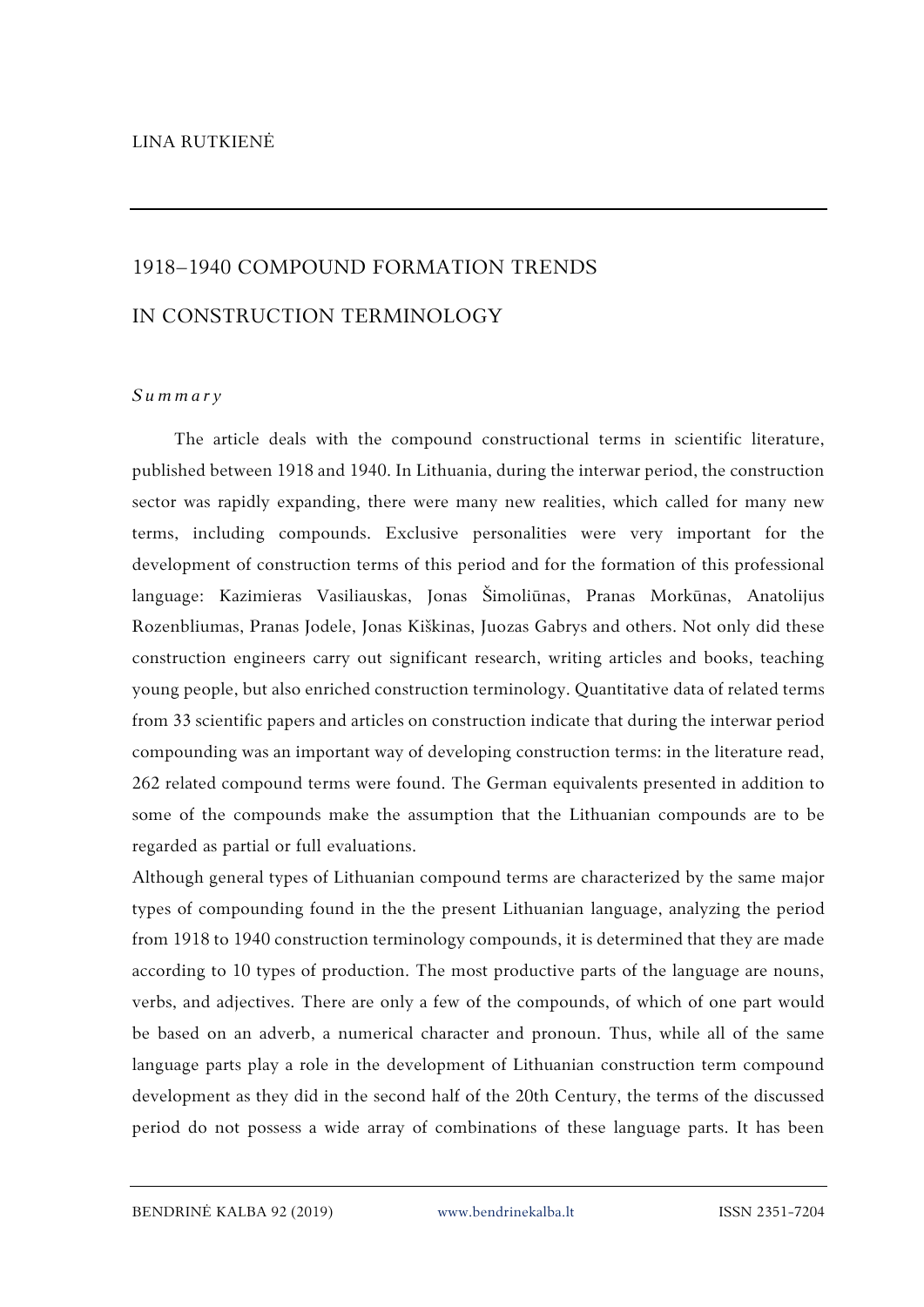LINA RUTKIENĖ

# 1918–1940 COMPOUND FORMATION TRENDS IN CONSTRUCTION TERMINOLOGY

*Summary*

The article deals with the compound constructional terms in scientific literature, published between 1918 and 1940. In Lithuania, during the interwar period, the construction sector was rapidly expanding, there were many new realities, which called for many new terms, including compounds. Exclusive personalities were very important for the development of construction terms of this period and for the formation of this professional language: Kazimieras Vasiliauskas, Jonas Šimoliūnas, Pranas Morkūnas, Anatolijus Rozenbliumas, Pranas Jodele, Jonas Kiškinas, Juozas Gabrys and others. Not only did these construction engineers carry out significant research, writing articles and books, teaching young people, but also enriched construction terminology. Quantitative data of related terms from 33 scientific papers and articles on construction indicate that during the interwar period compounding was an important way of developing construction terms: in the literature read, 262 related compound terms were found. The German equivalents presented in addition to some of the compounds make the assumption that the Lithuanian compounds are to be regarded as partial or full evaluations.

Although general types of Lithuanian compound terms are characterized by the same major types of compounding found in the the present Lithuanian language, analyzing the period from 1918 to 1940 construction terminology compounds, it is determined that they are made according to 10 types of production. The most productive parts of the language are nouns, verbs, and adjectives. There are only a few of the compounds, of which of one part would be based on an adverb, a numerical character and pronoun. Thus, while all of the same language parts play a role in the development of Lithuanian construction term compound development as they did in the second half of the 20th Century, the terms of the discussed period do not possess a wide array of combinations of these language parts. It has been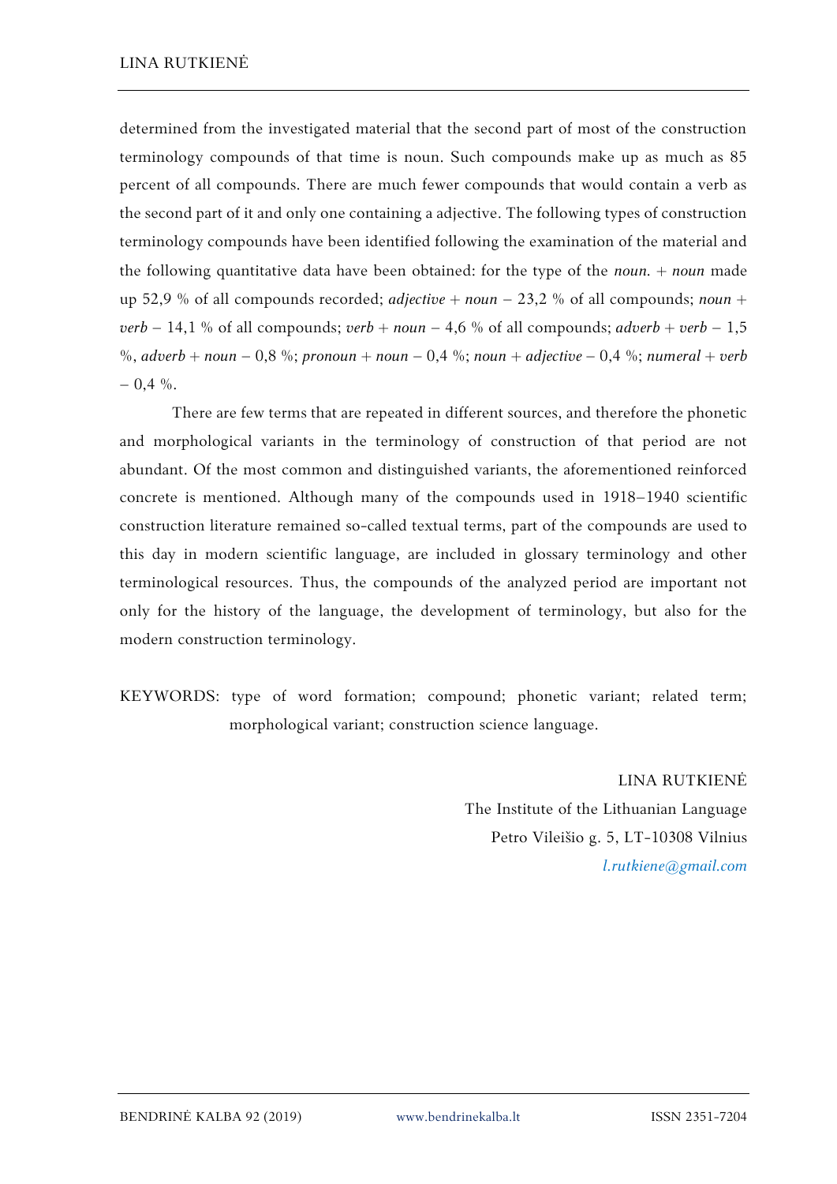determined from the investigated material that the second part of most of the construction terminology compounds of that time is noun. Such compounds make up as much as 85 percent of all compounds. There are much fewer compounds that would contain a verb as the second part of it and only one containing a adjective. The following types of construction terminology compounds have been identified following the examination of the material and the following quantitative data have been obtained: for the type of the *noun.* + *noun* made up 52,9 % of all compounds recorded; *adjective* + *noun* – 23,2 % of all compounds; *noun* + *verb* – 14,1 % of all compounds; *verb* + *noun* – 4,6 % of all compounds; *adverb* + *verb* – 1,5 %, *adverb* + *noun* – 0,8 %; *pronoun* + *noun* – 0,4 %; *noun* + *adjective* – 0,4 %; *numeral* + *verb* – 0,4 %.

There are few terms that are repeated in different sources, and therefore the phonetic and morphological variants in the terminology of construction of that period are not abundant. Of the most common and distinguished variants, the aforementioned reinforced concrete is mentioned. Although many of the compounds used in 1918–1940 scientific construction literature remained so-called textual terms, part of the compounds are used to this day in modern scientific language, are included in glossary terminology and other terminological resources. Thus, the compounds of the analyzed period are important not only for the history of the language, the development of terminology, but also for the modern construction terminology.

KEYWORDS: type of word formation; compound; phonetic variant; related term; morphological variant; construction science language.

LINA RUTKIENĖ
The Institute of the Lithuanian Language
Petro Vileišio g. 5, LT-10308 Vilnius
*l.rutkiene@gmail.com*